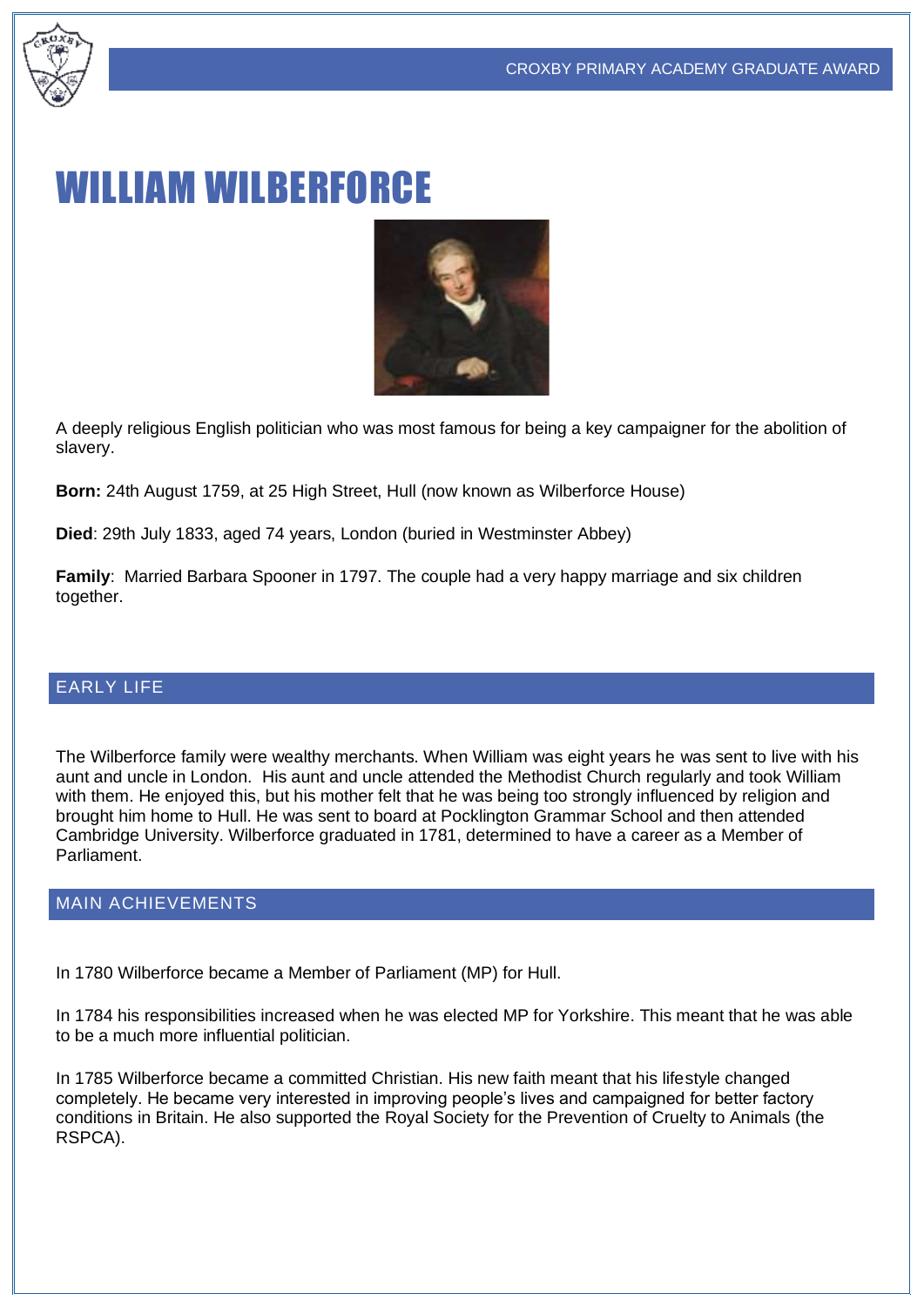# WILLIAM WILBERFORCE

A deeply religious English politician who was most famous for being a key campaigner for the abolition of slavery.

**Born:** 24th August 1759, at 25 High Street, Hull (now known as Wilberforce House)

**Died**: 29th July 1833, aged 74 years, London (buried in Westminster Abbey)

**Family**: Married Barbara Spooner in 1797. The couple had a very happy marriage and six children together.

## EARLY LIFE

The Wilberforce family were wealthy merchants. When William was eight years he was sent to live with his aunt and uncle in London. His aunt and uncle attended the Methodist Church regularly and took William with them. He enjoyed this, but his mother felt that he was being too strongly influenced by religion and brought him home to Hull. He was sent to board at Pocklington Grammar School and then attended Cambridge University. Wilberforce graduated in 1781, determined to have a career as a Member of Parliament.

## MAIN ACHIEVEMENTS

In 1780 Wilberforce became a Member of Parliament (MP) for Hull.

In 1784 his responsibilities increased when he was elected MP for Yorkshire. This meant that he was able to be a much more influential politician.

In 1785 Wilberforce became a committed Christian. His new faith meant that his lifestyle changed completely. He became very interested in improving people's lives and campaigned for better factory conditions in Britain. He also supported the Royal Society for the Prevention of Cruelty to Animals (the RSPCA).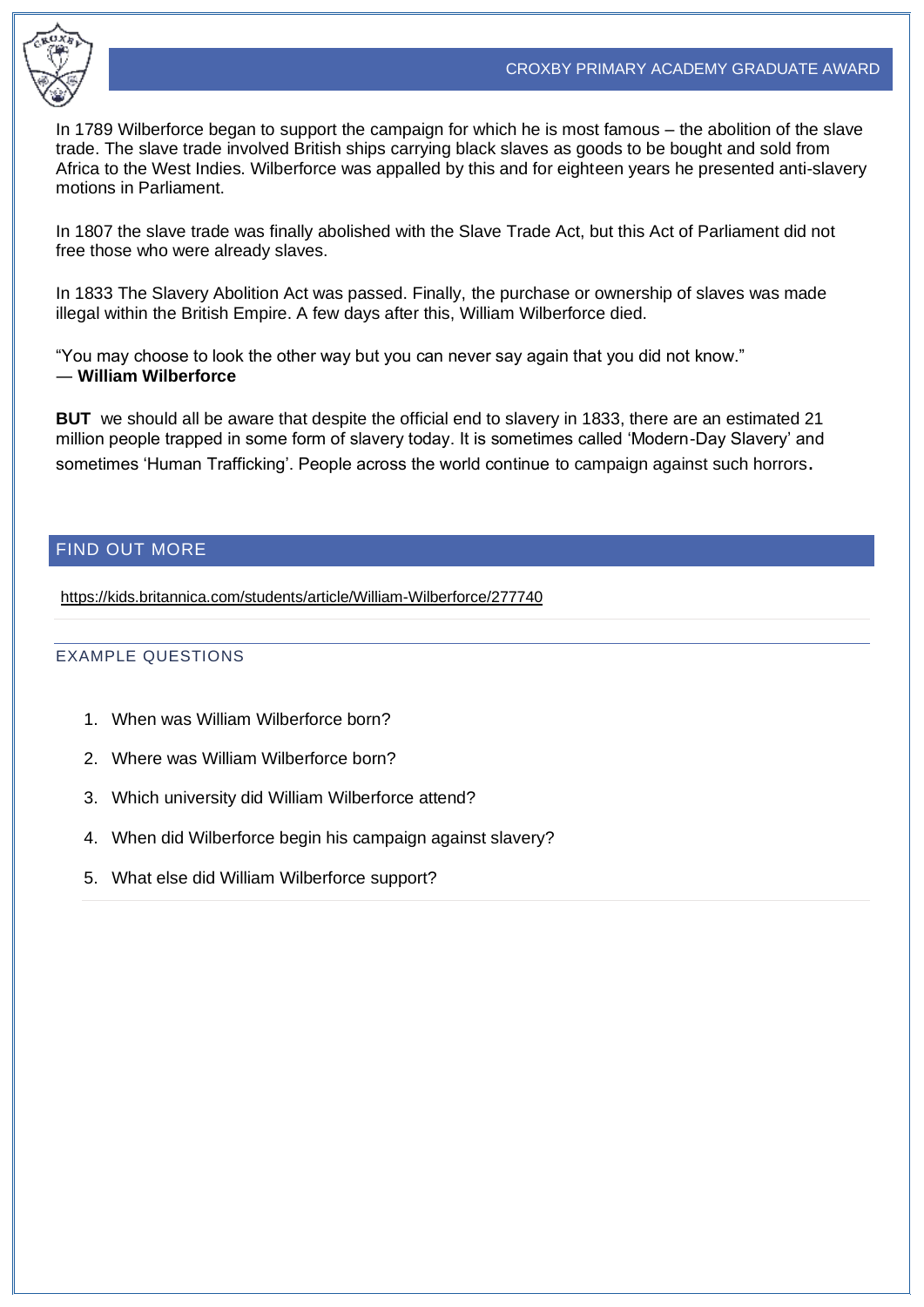In 1789 Wilberforce began to support the campaign for which he is most famous – the abolition of the slave trade. The slave trade involved British ships carrying black slaves as goods to be bought and sold from Africa to the West Indies. Wilberforce was appalled by this and for eighteen years he presented anti-slavery motions in Parliament.

In 1807 the slave trade was finally abolished with the Slave Trade Act, but this Act of Parliament did not free those who were already slaves.

In 1833 The Slavery Abolition Act was passed. Finally, the purchase or ownership of slaves was made illegal within the British Empire. A few days after this, William Wilberforce died.

"You may choose to look the other way but you can never say again that you did not know."
— **William Wilberforce**

**BUT** we should all be aware that despite the official end to slavery in 1833, there are an estimated 21 million people trapped in some form of slavery today. It is sometimes called 'Modern-Day Slavery' and sometimes 'Human Trafficking'. People across the world continue to campaign against such horrors.

## FIND OUT MORE

https://kids.britannica.com/students/article/William-Wilberforce/277740

## EXAMPLE QUESTIONS

1. When was William Wilberforce born?
2. Where was William Wilberforce born?
3. Which university did William Wilberforce attend?
4. When did Wilberforce begin his campaign against slavery?
5. What else did William Wilberforce support?